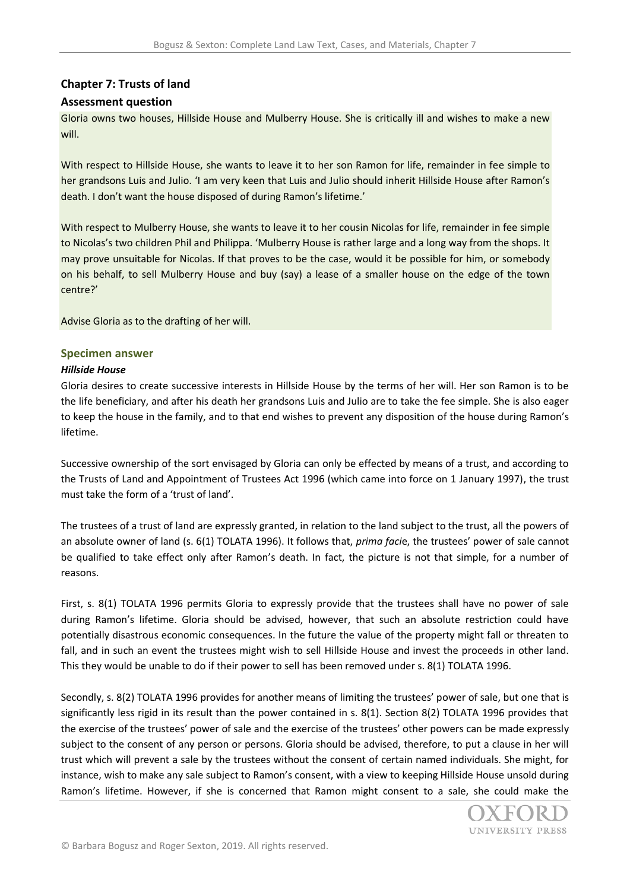## Chapter 7: Trusts of land

### Assessment question

Gloria owns two houses, Hillside House and Mulberry House. She is critically ill and wishes to make a new will.

With respect to Hillside House, she wants to leave it to her son Ramon for life, remainder in fee simple to her grandsons Luis and Julio. 'I am very keen that Luis and Julio should inherit Hillside House after Ramon's death. I don't want the house disposed of during Ramon's lifetime.'

With respect to Mulberry House, she wants to leave it to her cousin Nicolas for life, remainder in fee simple to Nicolas's two children Phil and Philippa. 'Mulberry House is rather large and a long way from the shops. It may prove unsuitable for Nicolas. If that proves to be the case, would it be possible for him, or somebody on his behalf, to sell Mulberry House and buy (say) a lease of a smaller house on the edge of the town centre?'

Advise Gloria as to the drafting of her will.

### Specimen answer

#### *Hillside House*

Gloria desires to create successive interests in Hillside House by the terms of her will. Her son Ramon is to be the life beneficiary, and after his death her grandsons Luis and Julio are to take the fee simple. She is also eager to keep the house in the family, and to that end wishes to prevent any disposition of the house during Ramon's lifetime.

Successive ownership of the sort envisaged by Gloria can only be effected by means of a trust, and according to the Trusts of Land and Appointment of Trustees Act 1996 (which came into force on 1 January 1997), the trust must take the form of a 'trust of land'.

The trustees of a trust of land are expressly granted, in relation to the land subject to the trust, all the powers of an absolute owner of land (s. 6(1) TOLATA 1996). It follows that, *prima facie*, the trustees' power of sale cannot be qualified to take effect only after Ramon's death. In fact, the picture is not that simple, for a number of reasons.

First, s. 8(1) TOLATA 1996 permits Gloria to expressly provide that the trustees shall have no power of sale during Ramon's lifetime. Gloria should be advised, however, that such an absolute restriction could have potentially disastrous economic consequences. In the future the value of the property might fall or threaten to fall, and in such an event the trustees might wish to sell Hillside House and invest the proceeds in other land. This they would be unable to do if their power to sell has been removed under s. 8(1) TOLATA 1996.

Secondly, s. 8(2) TOLATA 1996 provides for another means of limiting the trustees' power of sale, but one that is significantly less rigid in its result than the power contained in s. 8(1). Section 8(2) TOLATA 1996 provides that the exercise of the trustees' power of sale and the exercise of the trustees' other powers can be made expressly subject to the consent of any person or persons. Gloria should be advised, therefore, to put a clause in her will trust which will prevent a sale by the trustees without the consent of certain named individuals. She might, for instance, wish to make any sale subject to Ramon's consent, with a view to keeping Hillside House unsold during Ramon's lifetime. However, if she is concerned that Ramon might consent to a sale, she could make the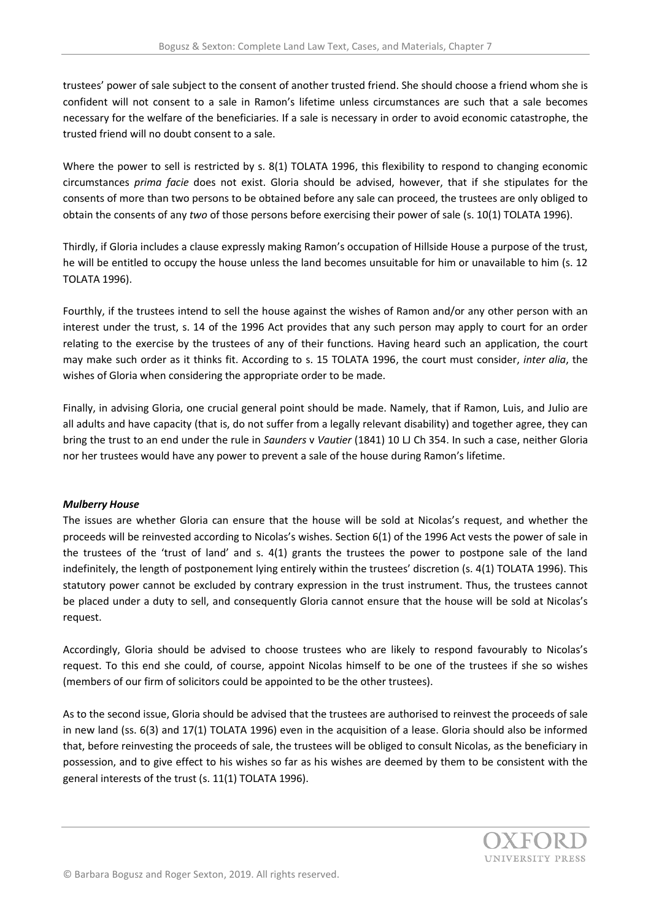trustees' power of sale subject to the consent of another trusted friend. She should choose a friend whom she is confident will not consent to a sale in Ramon's lifetime unless circumstances are such that a sale becomes necessary for the welfare of the beneficiaries. If a sale is necessary in order to avoid economic catastrophe, the trusted friend will no doubt consent to a sale.

Where the power to sell is restricted by s. 8(1) TOLATA 1996, this flexibility to respond to changing economic circumstances *prima facie* does not exist. Gloria should be advised, however, that if she stipulates for the consents of more than two persons to be obtained before any sale can proceed, the trustees are only obliged to obtain the consents of any *two* of those persons before exercising their power of sale (s. 10(1) TOLATA 1996).

Thirdly, if Gloria includes a clause expressly making Ramon's occupation of Hillside House a purpose of the trust, he will be entitled to occupy the house unless the land becomes unsuitable for him or unavailable to him (s. 12 TOLATA 1996).

Fourthly, if the trustees intend to sell the house against the wishes of Ramon and/or any other person with an interest under the trust, s. 14 of the 1996 Act provides that any such person may apply to court for an order relating to the exercise by the trustees of any of their functions. Having heard such an application, the court may make such order as it thinks fit. According to s. 15 TOLATA 1996, the court must consider, *inter alia*, the wishes of Gloria when considering the appropriate order to be made.

Finally, in advising Gloria, one crucial general point should be made. Namely, that if Ramon, Luis, and Julio are all adults and have capacity (that is, do not suffer from a legally relevant disability) and together agree, they can bring the trust to an end under the rule in *Saunders* v *Vautier* (1841) 10 LJ Ch 354. In such a case, neither Gloria nor her trustees would have any power to prevent a sale of the house during Ramon's lifetime.

***Mulberry House***

The issues are whether Gloria can ensure that the house will be sold at Nicolas's request, and whether the proceeds will be reinvested according to Nicolas's wishes. Section 6(1) of the 1996 Act vests the power of sale in the trustees of the 'trust of land' and s. 4(1) grants the trustees the power to postpone sale of the land indefinitely, the length of postponement lying entirely within the trustees' discretion (s. 4(1) TOLATA 1996). This statutory power cannot be excluded by contrary expression in the trust instrument. Thus, the trustees cannot be placed under a duty to sell, and consequently Gloria cannot ensure that the house will be sold at Nicolas's request.

Accordingly, Gloria should be advised to choose trustees who are likely to respond favourably to Nicolas's request. To this end she could, of course, appoint Nicolas himself to be one of the trustees if she so wishes (members of our firm of solicitors could be appointed to be the other trustees).

As to the second issue, Gloria should be advised that the trustees are authorised to reinvest the proceeds of sale in new land (ss. 6(3) and 17(1) TOLATA 1996) even in the acquisition of a lease. Gloria should also be informed that, before reinvesting the proceeds of sale, the trustees will be obliged to consult Nicolas, as the beneficiary in possession, and to give effect to his wishes so far as his wishes are deemed by them to be consistent with the general interests of the trust (s. 11(1) TOLATA 1996).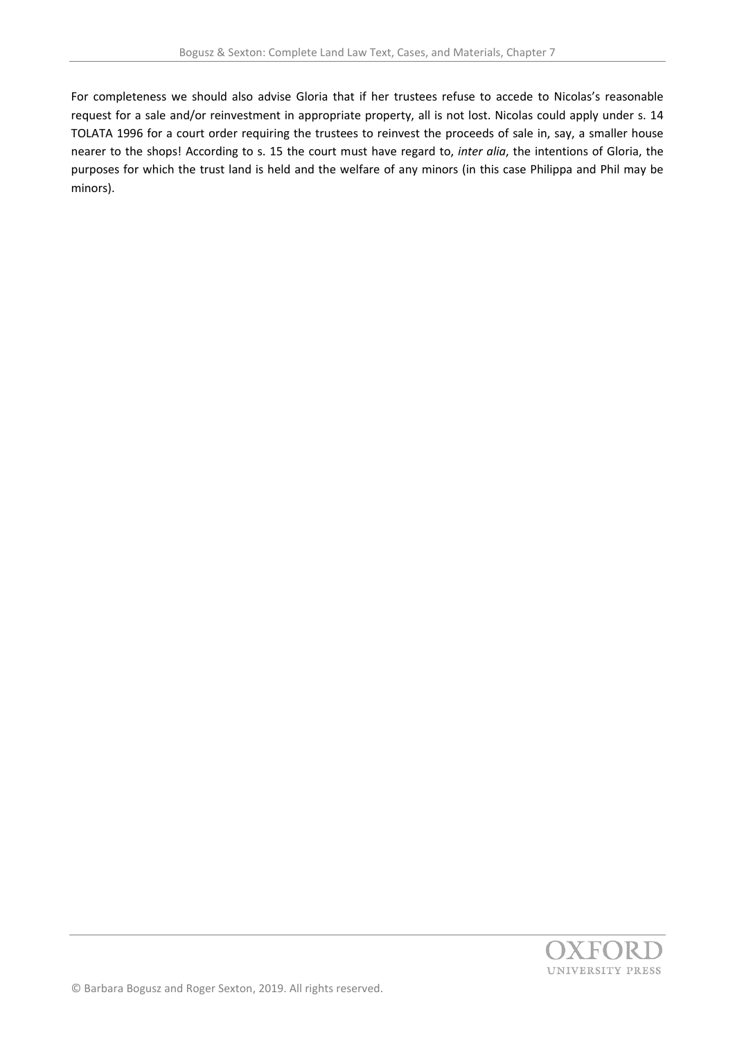For completeness we should also advise Gloria that if her trustees refuse to accede to Nicolas's reasonable request for a sale and/or reinvestment in appropriate property, all is not lost. Nicolas could apply under s. 14 TOLATA 1996 for a court order requiring the trustees to reinvest the proceeds of sale in, say, a smaller house nearer to the shops! According to s. 15 the court must have regard to, *inter alia*, the intentions of Gloria, the purposes for which the trust land is held and the welfare of any minors (in this case Philippa and Phil may be minors).